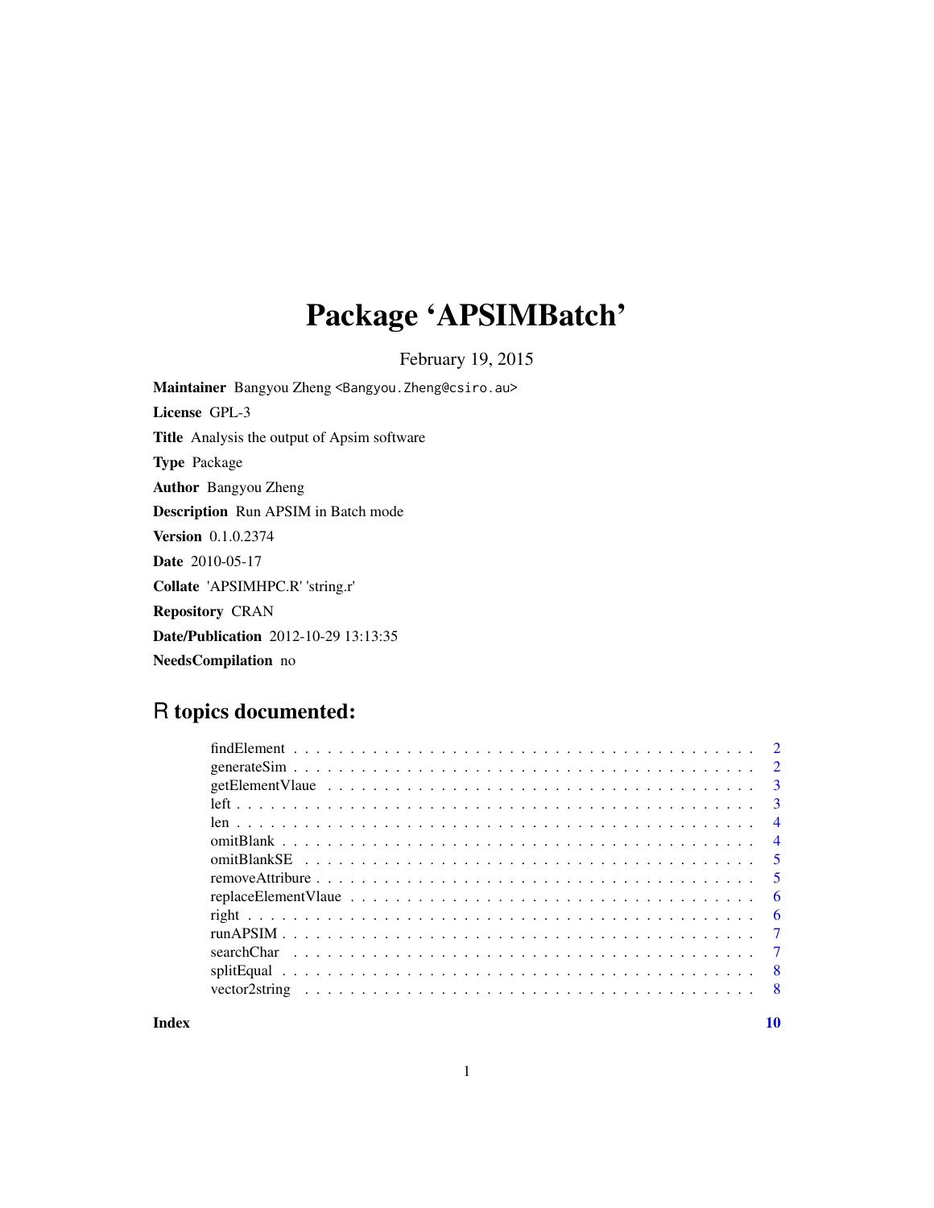# Package 'APSIMBatch'

February 19, 2015

**Maintainer** Bangyou Zheng <Bangyou.Zheng@csiro.au>

**License** GPL-3

**Title** Analysis the output of Apsim software

**Type** Package

**Author** Bangyou Zheng

**Description** Run APSIM in Batch mode

**Version** 0.1.0.2374

**Date** 2010-05-17

**Collate** 'APSIMHPC.R' 'string.r'

**Repository** CRAN

**Date/Publication** 2012-10-29 13:13:35

**NeedsCompilation** no

## R topics documented:

| | |
|---|---|
| findElement | 2 |
| generateSim | 2 |
| getElementVlaue | 3 |
| left | 3 |
| len | 4 |
| omitBlank | 4 |
| omitBlankSE | 5 |
| removeAttribure | 5 |
| replaceElementVlaue | 6 |
| right | 6 |
| runAPSIM | 7 |
| searchChar | 7 |
| splitEqual | 8 |
| vector2string | 8 |
| **Index** | **10** |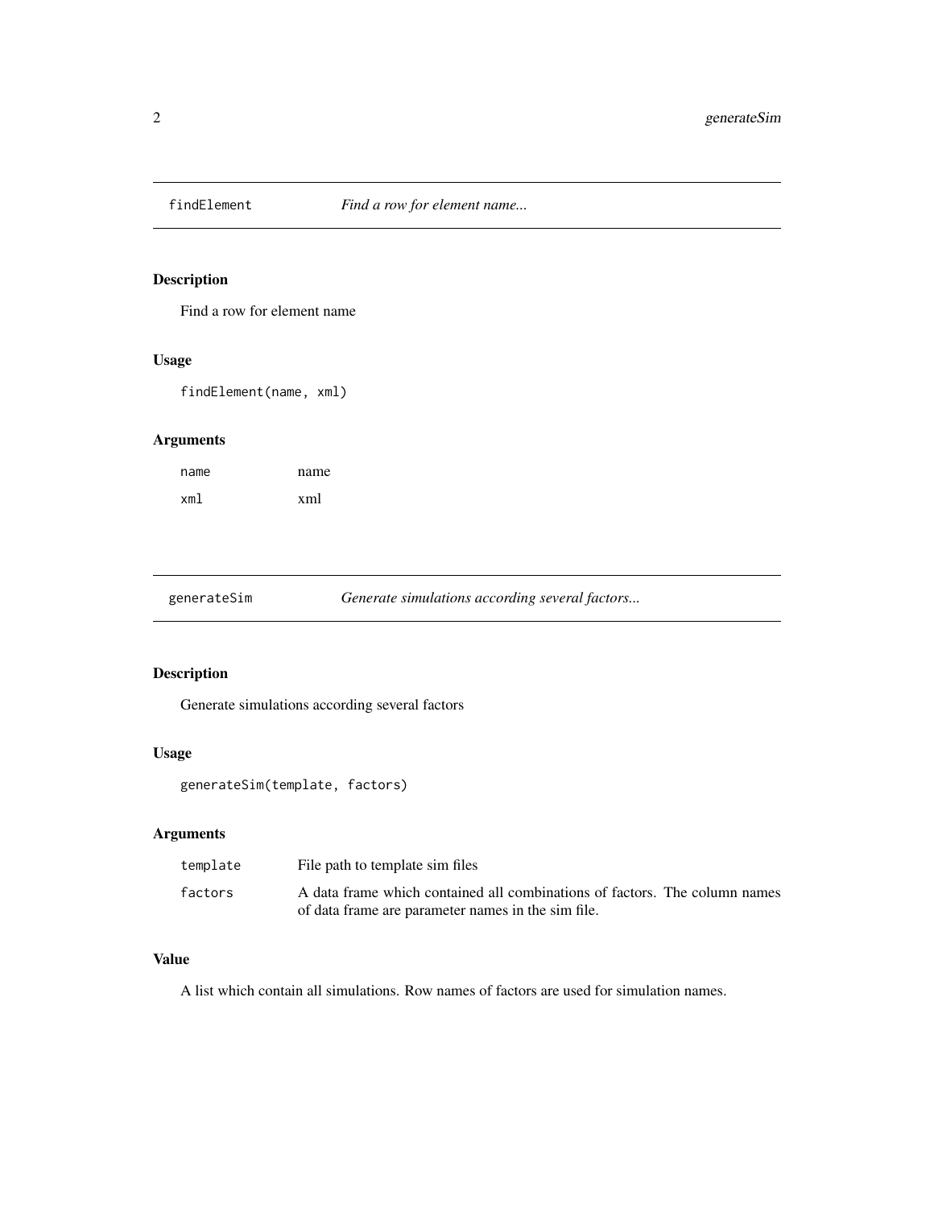## findElement *Find a row for element name...*

### Description

Find a row for element name

### Usage

```
findElement(name, xml)
```

### Arguments

| | |
|---|---|
| name | name |
| xml | xml |

## generateSim *Generate simulations according several factors...*

### Description

Generate simulations according several factors

### Usage

```
generateSim(template, factors)
```

### Arguments

| | |
|---|---|
| template | File path to template sim files |
| factors | A data frame which contained all combinations of factors. The column names of data frame are parameter names in the sim file. |

### Value

A list which contain all simulations. Row names of factors are used for simulation names.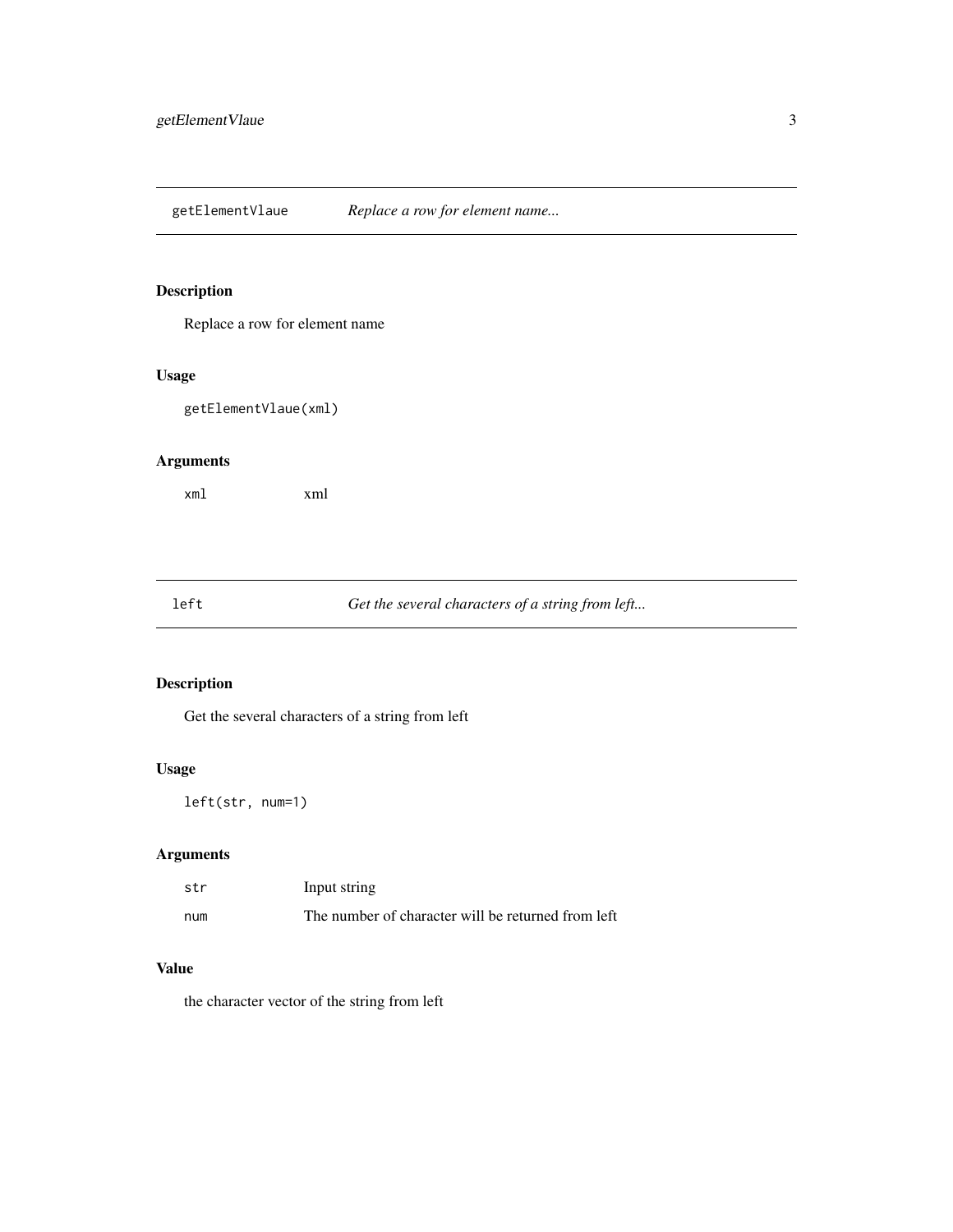## getElementVlaue *Replace a row for element name...*

### Description

Replace a row for element name

### Usage

```
getElementVlaue(xml)
```

### Arguments

| | |
|---|---|
| xml | xml |

## left *Get the several characters of a string from left...*

### Description

Get the several characters of a string from left

### Usage

```
left(str, num=1)
```

### Arguments

| | |
|---|---|
| str | Input string |
| num | The number of character will be returned from left |

### Value

the character vector of the string from left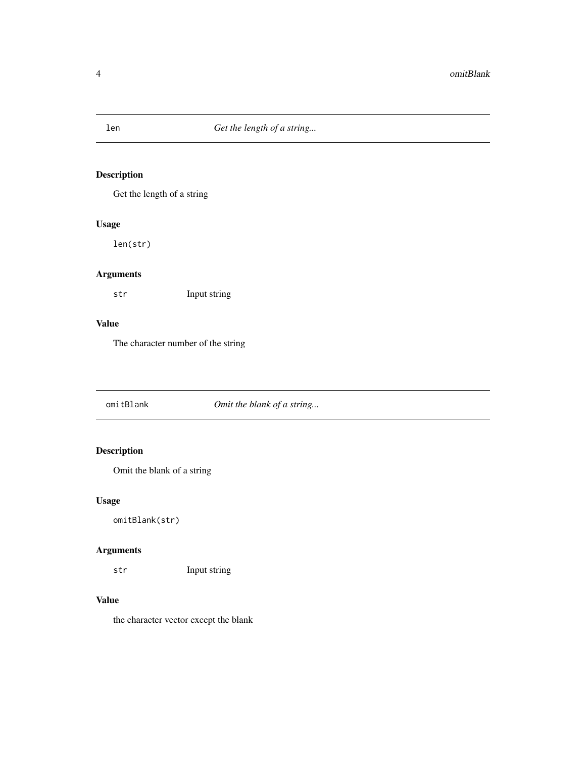## len — *Get the length of a string...*

### Description

Get the length of a string

### Usage

```
len(str)
```

### Arguments

| | |
|---|---|
| `str` | Input string |

### Value

The character number of the string

## omitBlank — *Omit the blank of a string...*

### Description

Omit the blank of a string

### Usage

```
omitBlank(str)
```

### Arguments

| | |
|---|---|
| `str` | Input string |

### Value

the character vector except the blank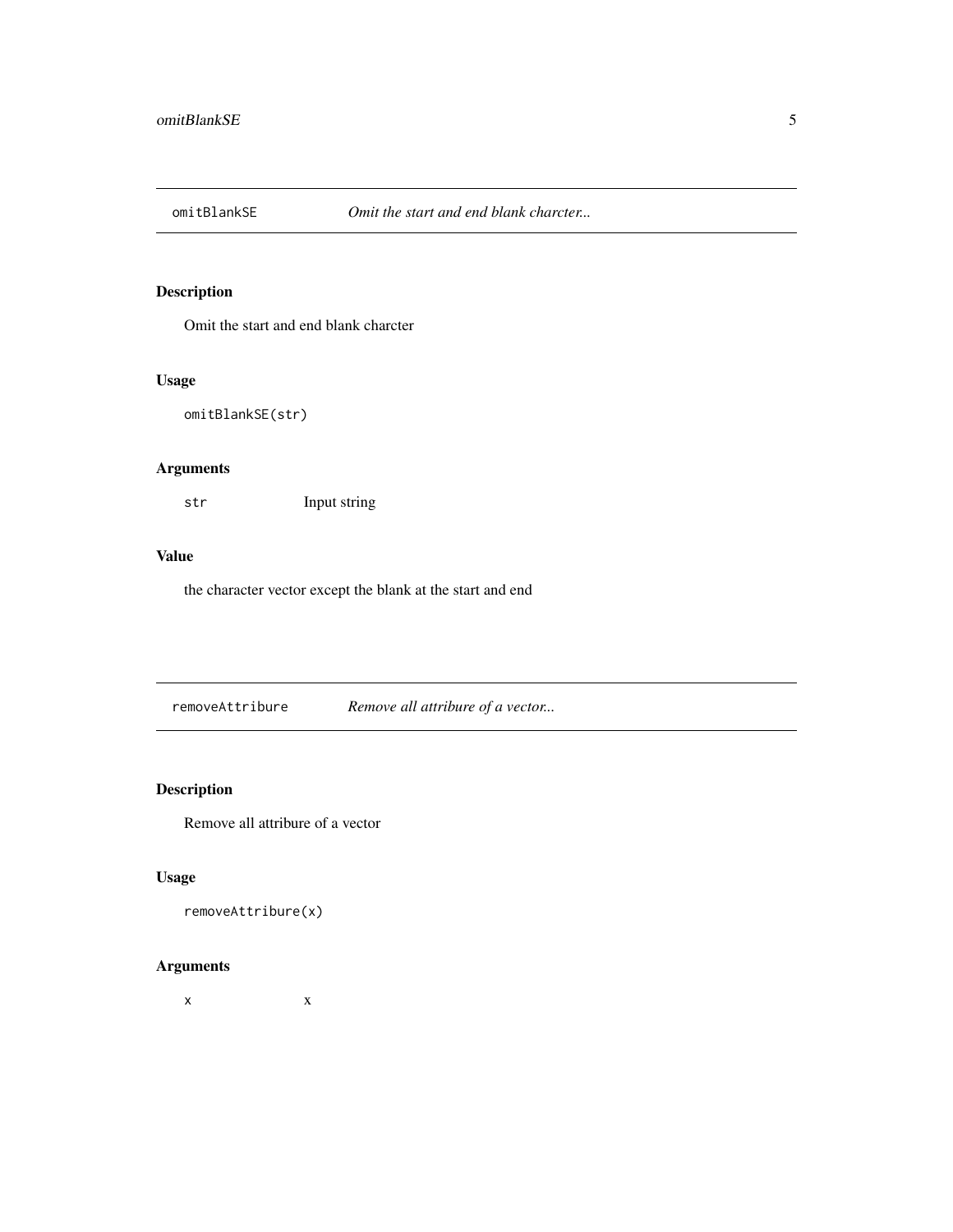## omitBlankSE — *Omit the start and end blank charcter...*

### Description

Omit the start and end blank charcter

### Usage

```
omitBlankSE(str)
```

### Arguments

| | |
|---|---|
| `str` | Input string |

### Value

the character vector except the blank at the start and end

## removeAttribure — *Remove all attribure of a vector...*

### Description

Remove all attribure of a vector

### Usage

```
removeAttribure(x)
```

### Arguments

| | |
|---|---|
| `x` | x |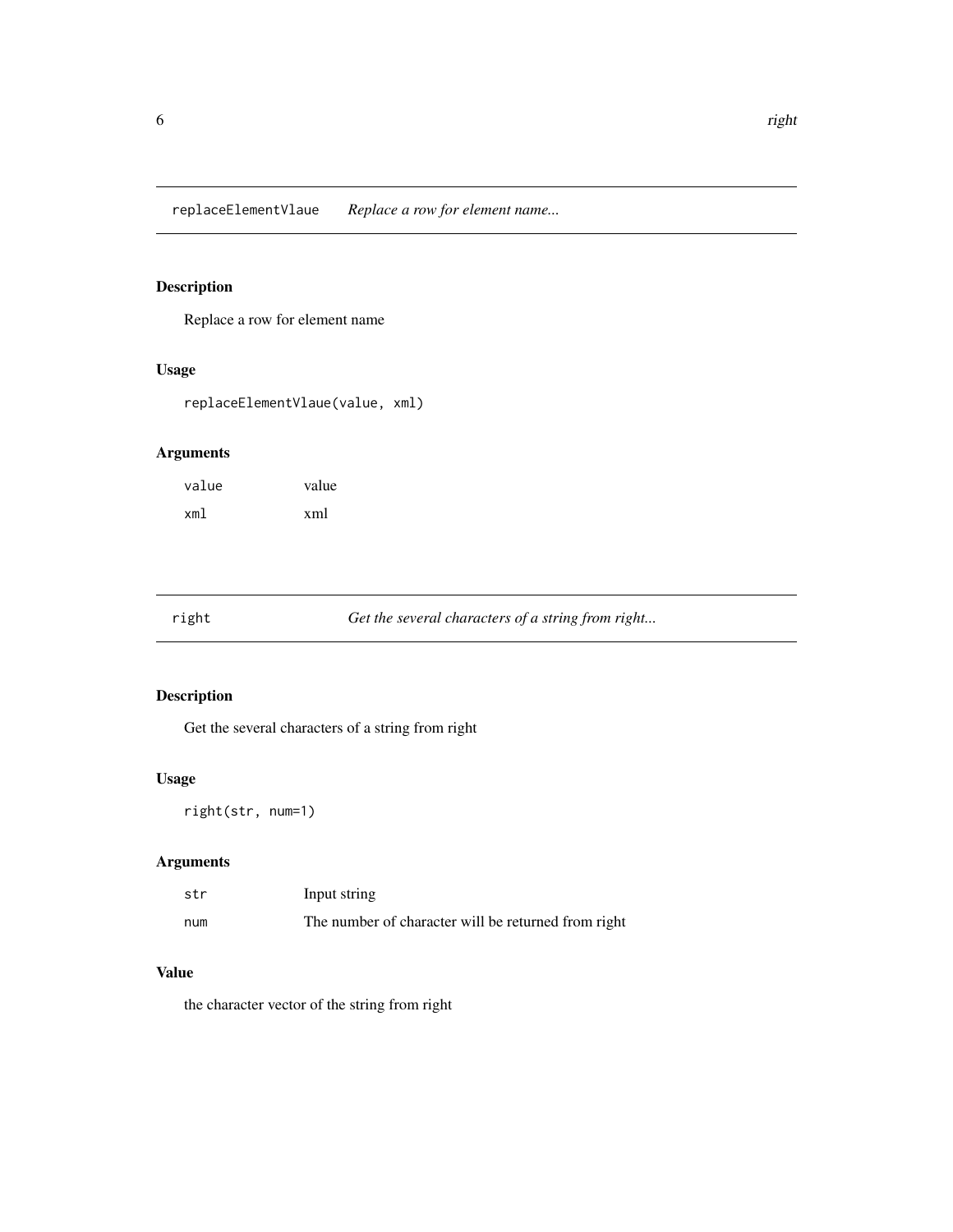## replaceElementVlaue *Replace a row for element name...*

### Description

Replace a row for element name

### Usage

```
replaceElementVlaue(value, xml)
```

### Arguments

| | |
|---|---|
| value | value |
| xml | xml |

## right *Get the several characters of a string from right...*

### Description

Get the several characters of a string from right

### Usage

```
right(str, num=1)
```

### Arguments

| | |
|---|---|
| str | Input string |
| num | The number of character will be returned from right |

### Value

the character vector of the string from right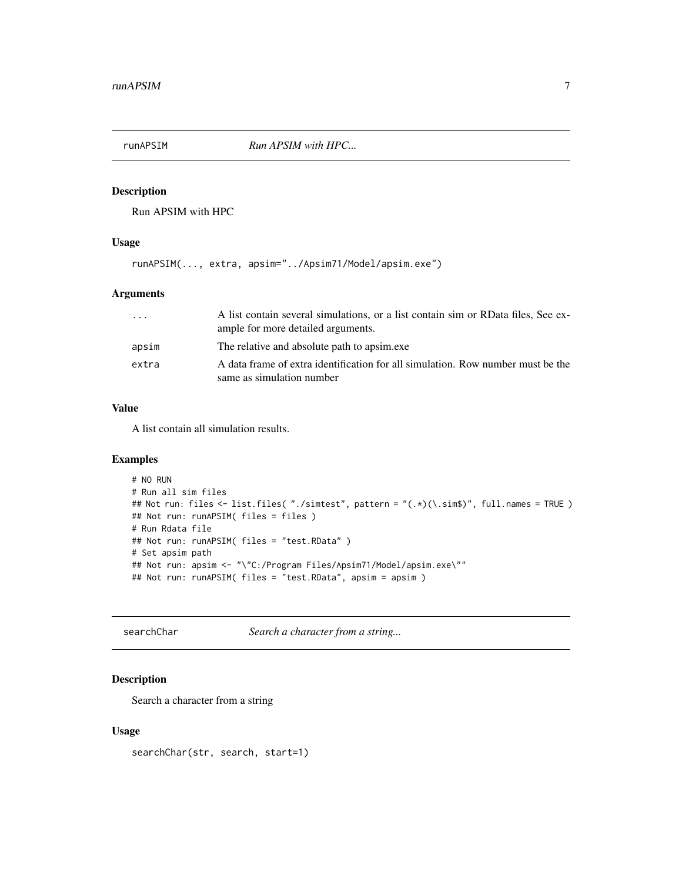## runAPSIM — *Run APSIM with HPC...*

### Description

Run APSIM with HPC

### Usage

```
runAPSIM(..., extra, apsim="../Apsim71/Model/apsim.exe")
```

### Arguments

| | |
|---|---|
| ... | A list contain several simulations, or a list contain sim or RData files, See example for more detailed arguments. |
| apsim | The relative and absolute path to apsim.exe |
| extra | A data frame of extra identification for all simulation. Row number must be the same as simulation number |

### Value

A list contain all simulation results.

### Examples

```
# NO RUN
# Run all sim files
## Not run: files <- list.files( "./simtest", pattern = "(.*)(\.sim$)", full.names = TRUE )
## Not run: runAPSIM( files = files )
# Run Rdata file
## Not run: runAPSIM( files = "test.RData" )
# Set apsim path
## Not run: apsim <- "\"C:/Program Files/Apsim71/Model/apsim.exe\""
## Not run: runAPSIM( files = "test.RData", apsim = apsim )
```

## searchChar — *Search a character from a string...*

### Description

Search a character from a string

### Usage

```
searchChar(str, search, start=1)
```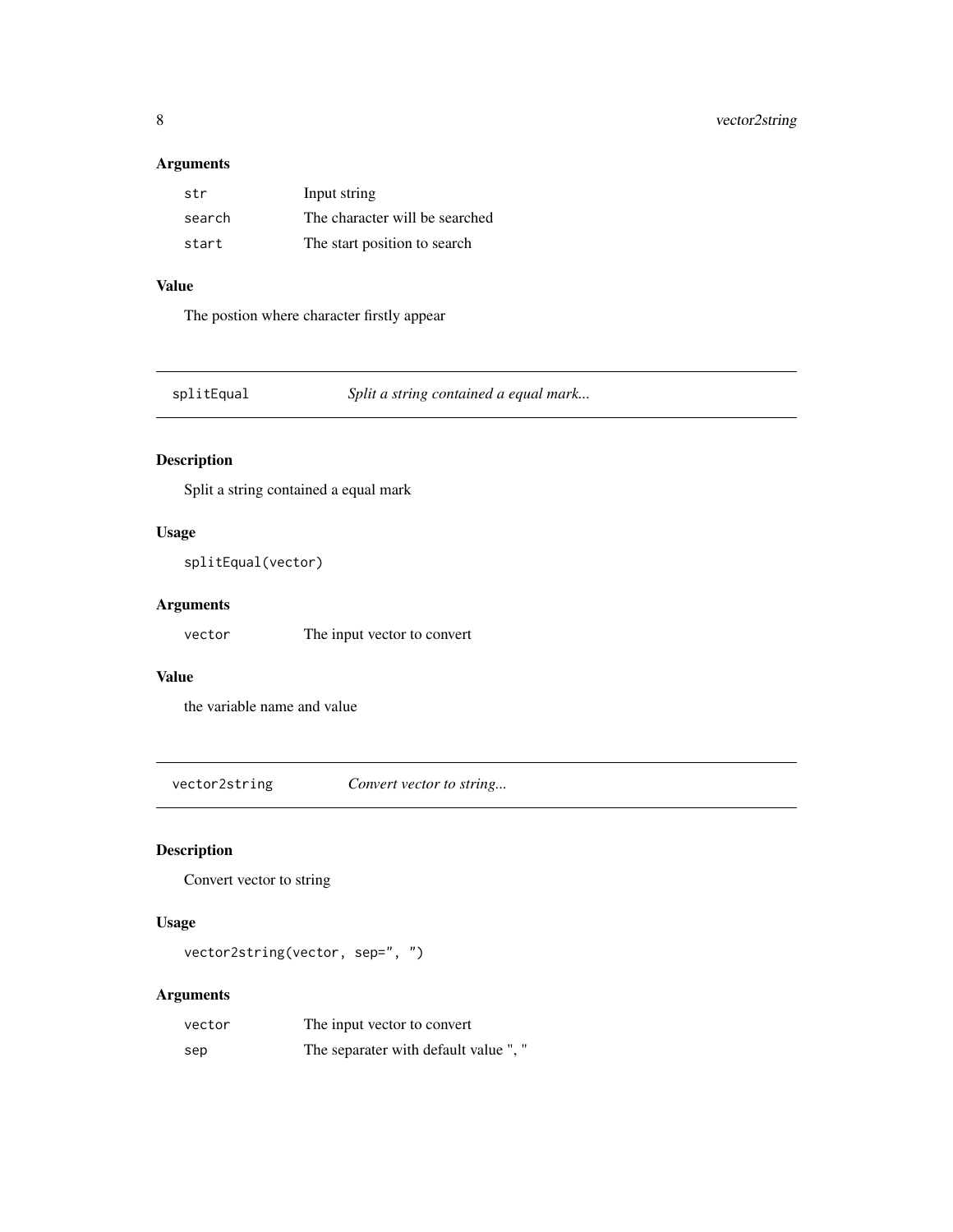### Arguments

| | |
|---|---|
| `str` | Input string |
| `search` | The character will be searched |
| `start` | The start position to search |

### Value

The postion where character firstly appear

---

## splitEqual — *Split a string contained a equal mark...*

### Description

Split a string contained a equal mark

### Usage

```
splitEqual(vector)
```

### Arguments

| | |
|---|---|
| `vector` | The input vector to convert |

### Value

the variable name and value

---

## vector2string — *Convert vector to string...*

### Description

Convert vector to string

### Usage

```
vector2string(vector, sep=", ")
```

### Arguments

| | |
|---|---|
| `vector` | The input vector to convert |
| `sep` | The separater with default value ", " |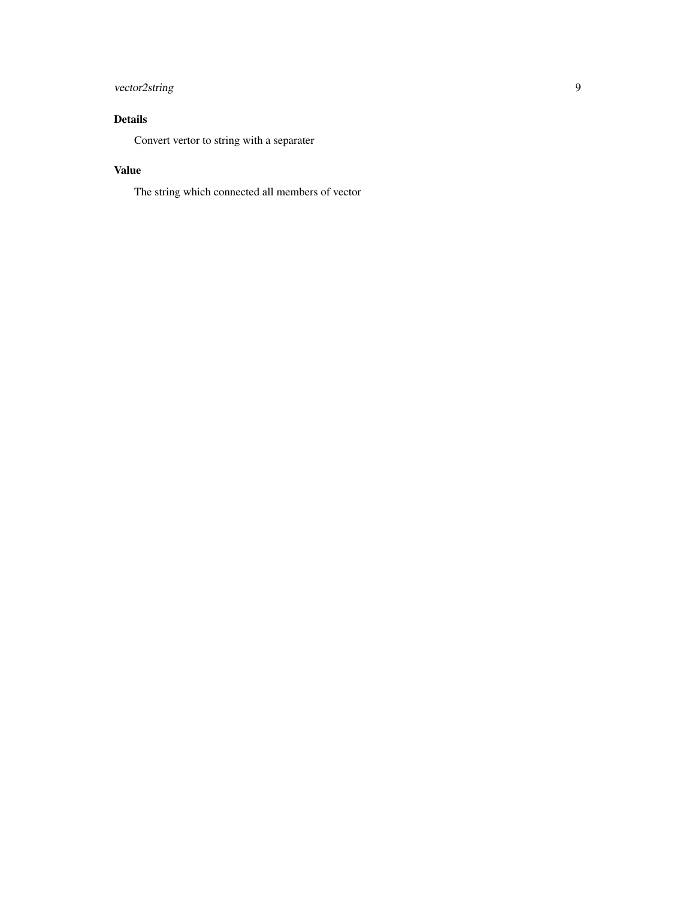### Details

Convert vertor to string with a separater

### Value

The string which connected all members of vector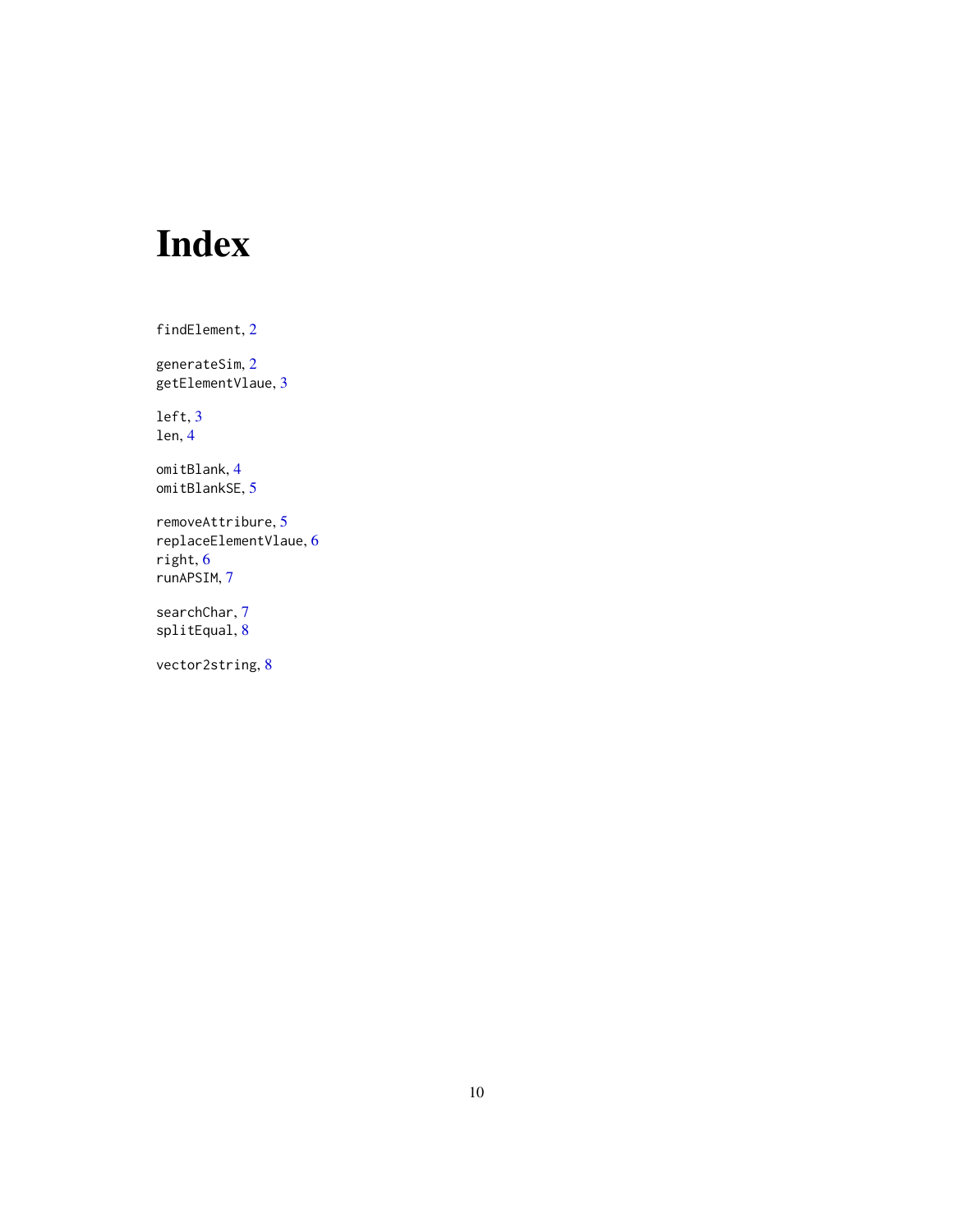# Index

findElement, 2

generateSim, 2
getElementVlaue, 3

left, 3
len, 4

omitBlank, 4
omitBlankSE, 5

removeAttribure, 5
replaceElementVlaue, 6
right, 6
runAPSIM, 7

searchChar, 7
splitEqual, 8

vector2string, 8